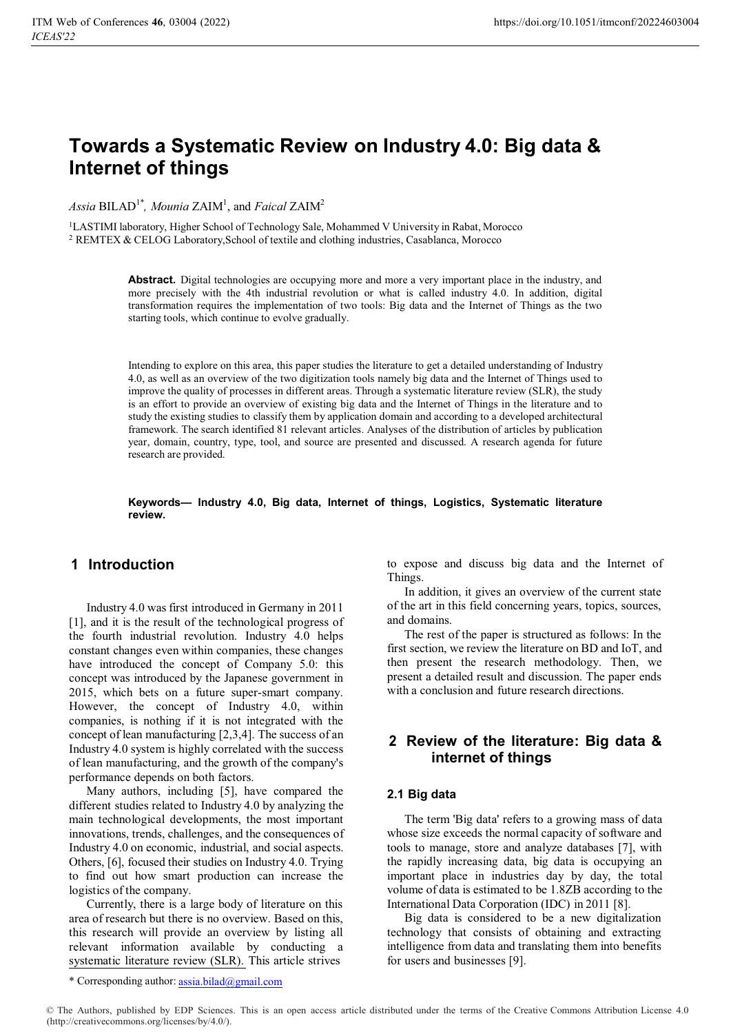# Towards a Systematic Review on Industry 4.0: Big data & Internet of things

*Assia* BILAD[1*], *Mounia* ZAIM[1], and *Faical* ZAIM[2]

[1]LASTIMI laboratory, Higher School of Technology Sale, Mohammed V University in Rabat, Morocco
[2] REMTEX & CELOG Laboratory,School of textile and clothing industries, Casablanca, Morocco

**Abstract.** Digital technologies are occupying more and more a very important place in the industry, and more precisely with the 4th industrial revolution or what is called industry 4.0. In addition, digital transformation requires the implementation of two tools: Big data and the Internet of Things as the two starting tools, which continue to evolve gradually.

Intending to explore on this area, this paper studies the literature to get a detailed understanding of Industry 4.0, as well as an overview of the two digitization tools namely big data and the Internet of Things used to improve the quality of processes in different areas. Through a systematic literature review (SLR), the study is an effort to provide an overview of existing big data and the Internet of Things in the literature and to study the existing studies to classify them by application domain and according to a developed architectural framework. The search identified 81 relevant articles. Analyses of the distribution of articles by publication year, domain, country, type, tool, and source are presented and discussed. A research agenda for future research are provided.

**Keywords— Industry 4.0, Big data, Internet of things, Logistics, Systematic literature review.**

## 1 Introduction

Industry 4.0 was first introduced in Germany in 2011 [1], and it is the result of the technological progress of the fourth industrial revolution. Industry 4.0 helps constant changes even within companies, these changes have introduced the concept of Company 5.0: this concept was introduced by the Japanese government in 2015, which bets on a future super-smart company. However, the concept of Industry 4.0, within companies, is nothing if it is not integrated with the concept of lean manufacturing [2,3,4]. The success of an Industry 4.0 system is highly correlated with the success of lean manufacturing, and the growth of the company's performance depends on both factors.

Many authors, including [5], have compared the different studies related to Industry 4.0 by analyzing the main technological developments, the most important innovations, trends, challenges, and the consequences of Industry 4.0 on economic, industrial, and social aspects. Others, [6], focused their studies on Industry 4.0. Trying to find out how smart production can increase the logistics of the company.

Currently, there is a large body of literature on this area of research but there is no overview. Based on this, this research will provide an overview by listing all relevant information available by conducting a systematic literature review (SLR). This article strives to expose and discuss big data and the Internet of Things.

In addition, it gives an overview of the current state of the art in this field concerning years, topics, sources, and domains.

The rest of the paper is structured as follows: In the first section, we review the literature on BD and IoT, and then present the research methodology. Then, we present a detailed result and discussion. The paper ends with a conclusion and future research directions.

## 2 Review of the literature: Big data & internet of things

### 2.1 Big data

The term 'Big data' refers to a growing mass of data whose size exceeds the normal capacity of software and tools to manage, store and analyze databases [7], with the rapidly increasing data, big data is occupying an important place in industries day by day, the total volume of data is estimated to be 1.8ZB according to the International Data Corporation (IDC) in 2011 [8].

Big data is considered to be a new digitalization technology that consists of obtaining and extracting intelligence from data and translating them into benefits for users and businesses [9].

* Corresponding author: assia.bilad@gmail.com

© The Authors, published by EDP Sciences. This is an open access article distributed under the terms of the Creative Commons Attribution License 4.0 (http://creativecommons.org/licenses/by/4.0/).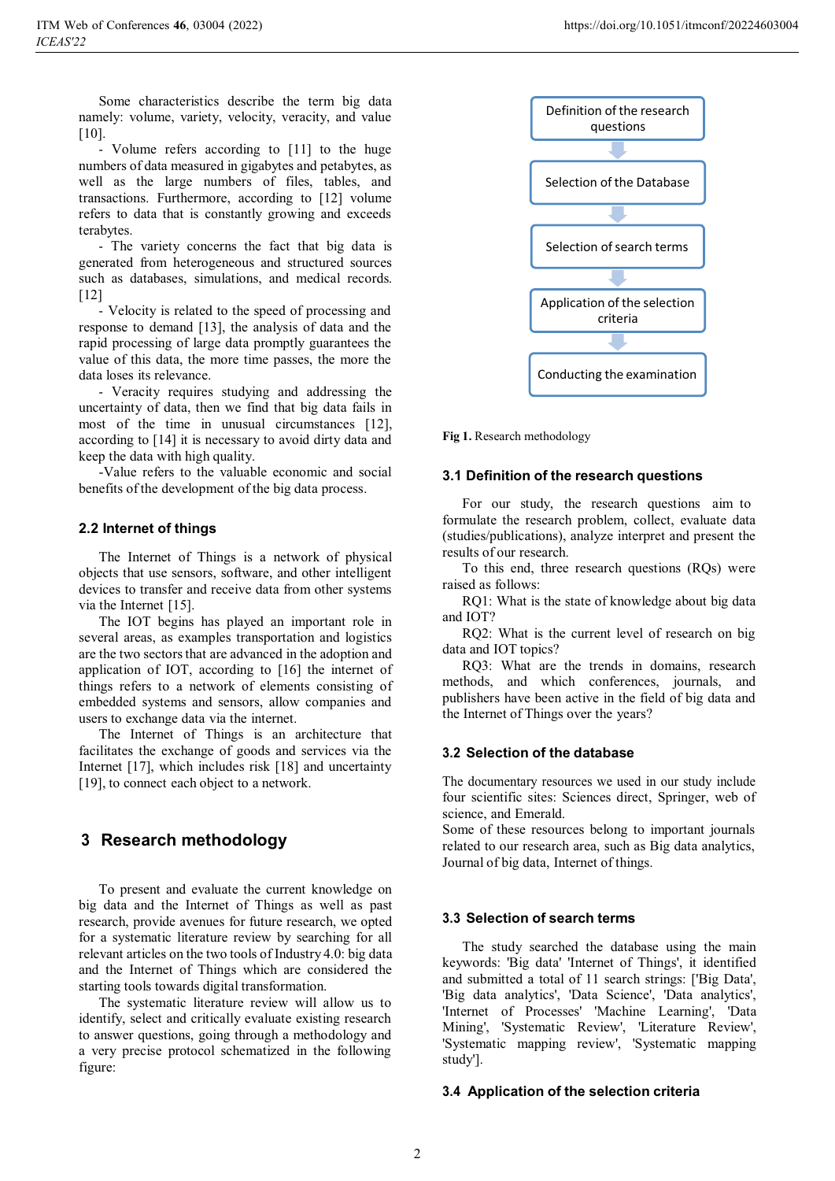Some characteristics describe the term big data namely: volume, variety, velocity, veracity, and value [10].

- Volume refers according to [11] to the huge numbers of data measured in gigabytes and petabytes, as well as the large numbers of files, tables, and transactions. Furthermore, according to [12] volume refers to data that is constantly growing and exceeds terabytes.
- The variety concerns the fact that big data is generated from heterogeneous and structured sources such as databases, simulations, and medical records. [12]
- Velocity is related to the speed of processing and response to demand [13], the analysis of data and the rapid processing of large data promptly guarantees the value of this data, the more time passes, the more the data loses its relevance.
- Veracity requires studying and addressing the uncertainty of data, then we find that big data fails in most of the time in unusual circumstances [12], according to [14] it is necessary to avoid dirty data and keep the data with high quality.
- Value refers to the valuable economic and social benefits of the development of the big data process.

## 2.2 Internet of things

The Internet of Things is a network of physical objects that use sensors, software, and other intelligent devices to transfer and receive data from other systems via the Internet [15].

The IOT begins has played an important role in several areas, as examples transportation and logistics are the two sectors that are advanced in the adoption and application of IOT, according to [16] the internet of things refers to a network of elements consisting of embedded systems and sensors, allow companies and users to exchange data via the internet.

The Internet of Things is an architecture that facilitates the exchange of goods and services via the Internet [17], which includes risk [18] and uncertainty [19], to connect each object to a network.

# 3 Research methodology

To present and evaluate the current knowledge on big data and the Internet of Things as well as past research, provide avenues for future research, we opted for a systematic literature review by searching for all relevant articles on the two tools of Industry 4.0: big data and the Internet of Things which are considered the starting tools towards digital transformation.

The systematic literature review will allow us to identify, select and critically evaluate existing research to answer questions, going through a methodology and a very precise protocol schematized in the following figure:

Definition of the research questions → Selection of the Database → Selection of search terms → Application of the selection criteria → Conducting the examination

**Fig 1.** Research methodology

## 3.1 Definition of the research questions

For our study, the research questions aim to formulate the research problem, collect, evaluate data (studies/publications), analyze interpret and present the results of our research.

To this end, three research questions (RQs) were raised as follows:

RQ1: What is the state of knowledge about big data and IOT?

RQ2: What is the current level of research on big data and IOT topics?

RQ3: What are the trends in domains, research methods, and which conferences, journals, and publishers have been active in the field of big data and the Internet of Things over the years?

## 3.2 Selection of the database

The documentary resources we used in our study include four scientific sites: Sciences direct, Springer, web of science, and Emerald.

Some of these resources belong to important journals related to our research area, such as Big data analytics, Journal of big data, Internet of things.

## 3.3 Selection of search terms

The study searched the database using the main keywords: 'Big data' 'Internet of Things', it identified and submitted a total of 11 search strings: ['Big Data', 'Big data analytics', 'Data Science', 'Data analytics', 'Internet of Processes' 'Machine Learning', 'Data Mining', 'Systematic Review', 'Literature Review', 'Systematic mapping review', 'Systematic mapping study'].

## 3.4 Application of the selection criteria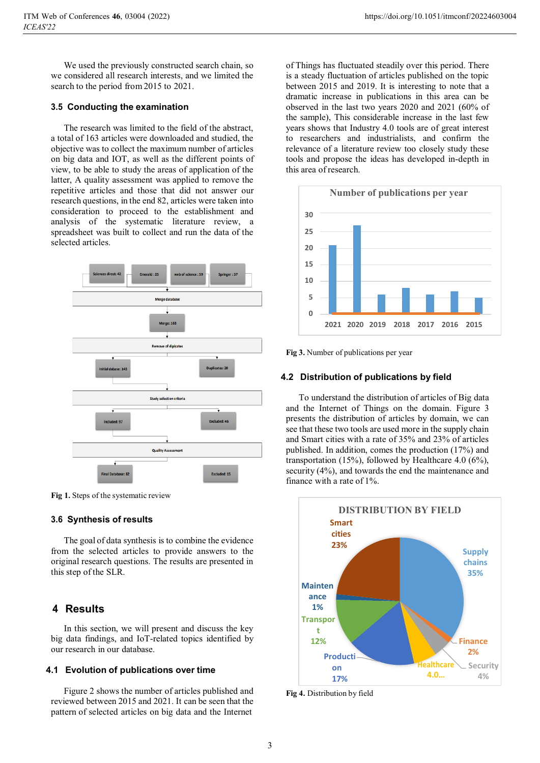We used the previously constructed search chain, so we considered all research interests, and we limited the search to the period from 2015 to 2021.

### 3.5 Conducting the examination

The research was limited to the field of the abstract, a total of 163 articles were downloaded and studied, the objective was to collect the maximum number of articles on big data and IOT, as well as the different points of view, to be able to study the areas of application of the latter, A quality assessment was applied to remove the repetitive articles and those that did not answer our research questions, in the end 82, articles were taken into consideration to proceed to the establishment and analysis of the systematic literature review, a spreadsheet was built to collect and run the data of the selected articles.

**Fig 1.** Steps of the systematic review

### 3.6 Synthesis of results

The goal of data synthesis is to combine the evidence from the selected articles to provide answers to the original research questions. The results are presented in this step of the SLR.

## 4 Results

In this section, we will present and discuss the key big data findings, and IoT-related topics identified by our research in our database.

### 4.1 Evolution of publications over time

Figure 2 shows the number of articles published and reviewed between 2015 and 2021. It can be seen that the pattern of selected articles on big data and the Internet of Things has fluctuated steadily over this period. There is a steady fluctuation of articles published on the topic between 2015 and 2019. It is interesting to note that a dramatic increase in publications in this area can be observed in the last two years 2020 and 2021 (60% of the sample), This considerable increase in the last few years shows that Industry 4.0 tools are of great interest to researchers and industrialists, and confirm the relevance of a literature review too closely study these tools and propose the ideas has developed in-depth in this area of research.

**Fig 3.** Number of publications per year

### 4.2 Distribution of publications by field

To understand the distribution of articles of Big data and the Internet of Things on the domain. Figure 3 presents the distribution of articles by domain, we can see that these two tools are used more in the supply chain and Smart cities with a rate of 35% and 23% of articles published. In addition, comes the production (17%) and transportation (15%), followed by Healthcare 4.0 (6%), security (4%), and towards the end the maintenance and finance with a rate of 1%.

**Fig 4.** Distribution by field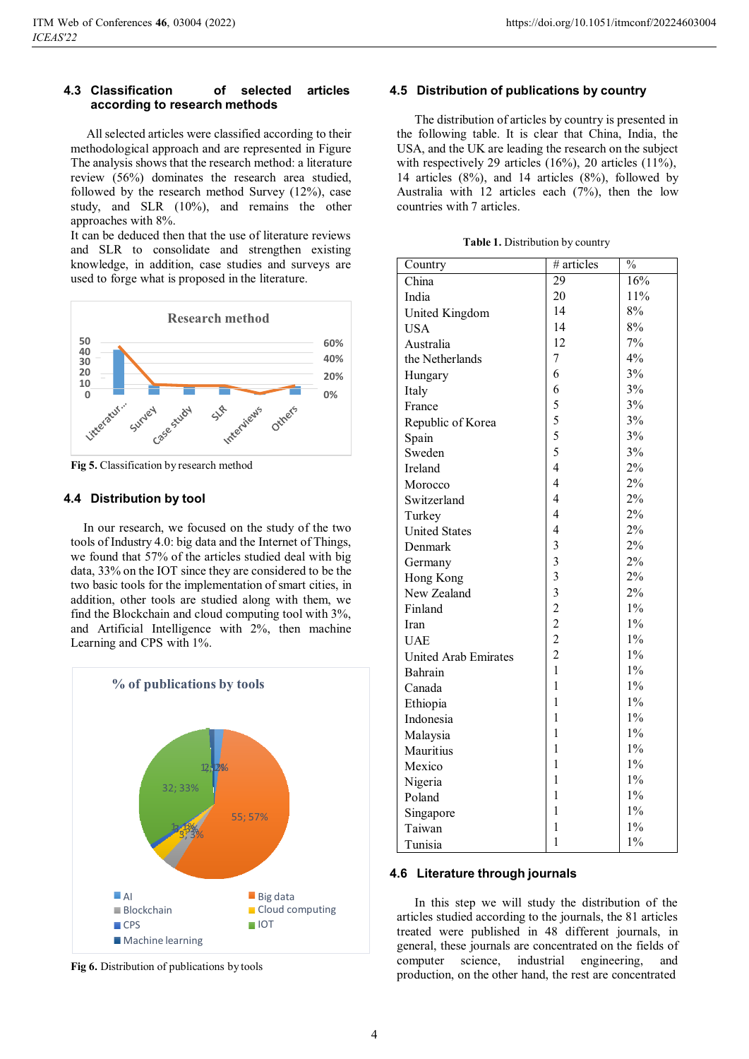### 4.3 Classification of selected articles according to research methods

All selected articles were classified according to their methodological approach and are represented in Figure The analysis shows that the research method: a literature review (56%) dominates the research area studied, followed by the research method Survey (12%), case study, and SLR (10%), and remains the other approaches with 8%.
It can be deduced then that the use of literature reviews and SLR to consolidate and strengthen existing knowledge, in addition, case studies and surveys are used to forge what is proposed in the literature.

**Fig 5.** Classification by research method

### 4.4 Distribution by tool

In our research, we focused on the study of the two tools of Industry 4.0: big data and the Internet of Things, we found that 57% of the articles studied deal with big data, 33% on the IOT since they are considered to be the two basic tools for the implementation of smart cities, in addition, other tools are studied along with them, we find the Blockchain and cloud computing tool with 3%, and Artificial Intelligence with 2%, then machine Learning and CPS with 1%.

**Fig 6.** Distribution of publications by tools

### 4.5 Distribution of publications by country

The distribution of articles by country is presented in the following table. It is clear that China, India, the USA, and the UK are leading the research on the subject with respectively 29 articles (16%), 20 articles (11%), 14 articles (8%), and 14 articles (8%), followed by Australia with 12 articles each (7%), then the low countries with 7 articles.

**Table 1.** Distribution by country

| Country | # articles | % |
|---|---|---|
| China | 29 | 16% |
| India | 20 | 11% |
| United Kingdom | 14 | 8% |
| USA | 14 | 8% |
| Australia | 12 | 7% |
| the Netherlands | 7 | 4% |
| Hungary | 6 | 3% |
| Italy | 6 | 3% |
| France | 5 | 3% |
| Republic of Korea | 5 | 3% |
| Spain | 5 | 3% |
| Sweden | 5 | 3% |
| Ireland | 4 | 2% |
| Morocco | 4 | 2% |
| Switzerland | 4 | 2% |
| Turkey | 4 | 2% |
| United States | 4 | 2% |
| Denmark | 3 | 2% |
| Germany | 3 | 2% |
| Hong Kong | 3 | 2% |
| New Zealand | 3 | 2% |
| Finland | 2 | 1% |
| Iran | 2 | 1% |
| UAE | 2 | 1% |
| United Arab Emirates | 2 | 1% |
| Bahrain | 1 | 1% |
| Canada | 1 | 1% |
| Ethiopia | 1 | 1% |
| Indonesia | 1 | 1% |
| Malaysia | 1 | 1% |
| Mauritius | 1 | 1% |
| Mexico | 1 | 1% |
| Nigeria | 1 | 1% |
| Poland | 1 | 1% |
| Singapore | 1 | 1% |
| Taiwan | 1 | 1% |
| Tunisia | 1 | 1% |

### 4.6 Literature through journals

In this step we will study the distribution of the articles studied according to the journals, the 81 articles treated were published in 48 different journals, in general, these journals are concentrated on the fields of computer science, industrial engineering, and production, on the other hand, the rest are concentrated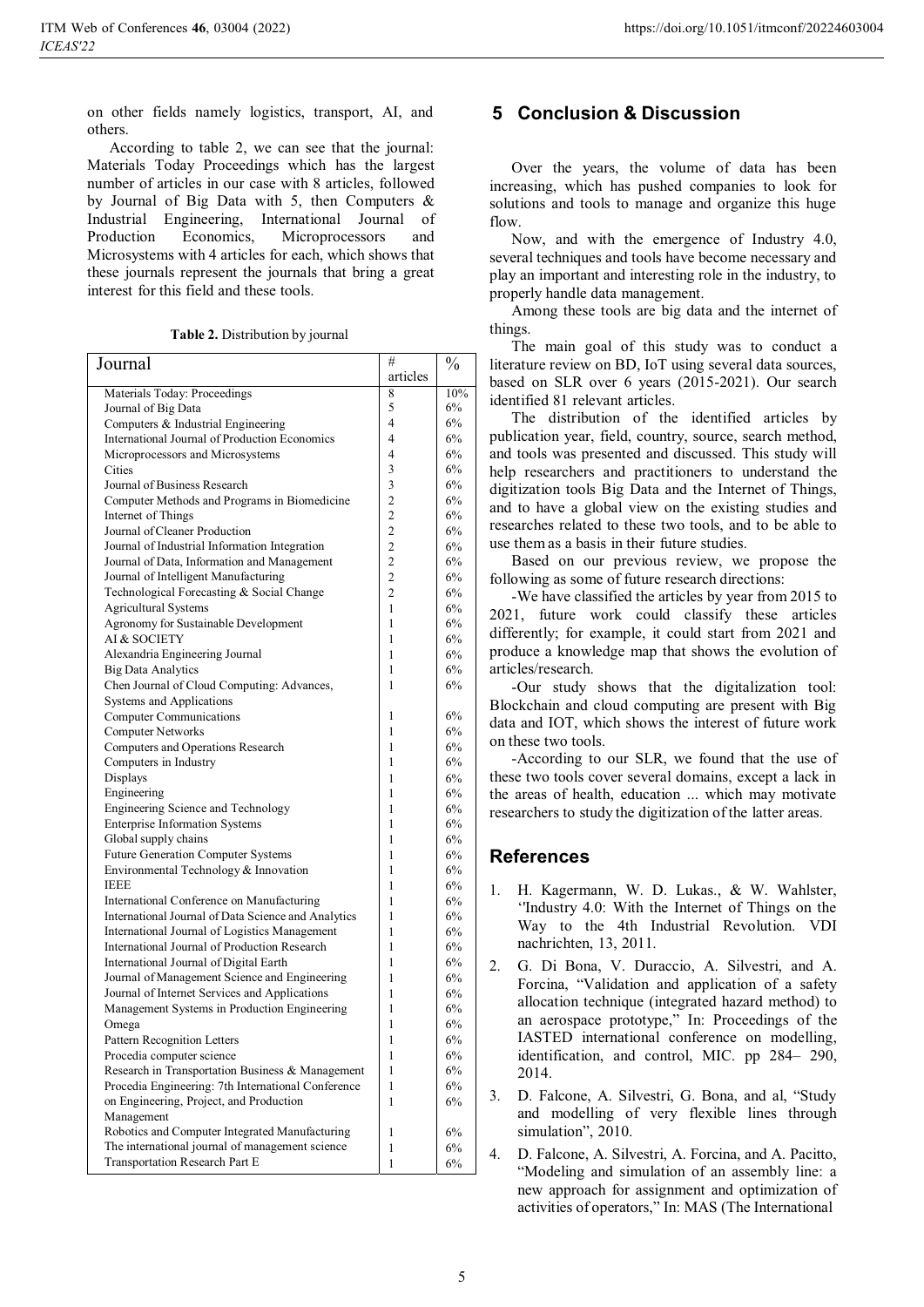on other fields namely logistics, transport, AI, and others.

According to table 2, we can see that the journal: Materials Today Proceedings which has the largest number of articles in our case with 8 articles, followed by Journal of Big Data with 5, then Computers & Industrial Engineering, International Journal of Production Economics, Microprocessors and Microsystems with 4 articles for each, which shows that these journals represent the journals that bring a great interest for this field and these tools.

**Table 2.** Distribution by journal

| Journal | # articles | % |
|---|---|---|
| Materials Today: Proceedings | 8 | 10% |
| Journal of Big Data | 5 | 6% |
| Computers & Industrial Engineering | 4 | 6% |
| International Journal of Production Economics | 4 | 6% |
| Microprocessors and Microsystems | 4 | 6% |
| Cities | 3 | 6% |
| Journal of Business Research | 3 | 6% |
| Computer Methods and Programs in Biomedicine | 2 | 6% |
| Internet of Things | 2 | 6% |
| Journal of Cleaner Production | 2 | 6% |
| Journal of Industrial Information Integration | 2 | 6% |
| Journal of Data, Information and Management | 2 | 6% |
| Journal of Intelligent Manufacturing | 2 | 6% |
| Technological Forecasting & Social Change | 2 | 6% |
| Agricultural Systems | 1 | 6% |
| Agronomy for Sustainable Development | 1 | 6% |
| AI & SOCIETY | 1 | 6% |
| Alexandria Engineering Journal | 1 | 6% |
| Big Data Analytics | 1 | 6% |
| Chen Journal of Cloud Computing: Advances, Systems and Applications | 1 | 6% |
| Computer Communications | 1 | 6% |
| Computer Networks | 1 | 6% |
| Computers and Operations Research | 1 | 6% |
| Computers in Industry | 1 | 6% |
| Displays | 1 | 6% |
| Engineering | 1 | 6% |
| Engineering Science and Technology | 1 | 6% |
| Enterprise Information Systems | 1 | 6% |
| Global supply chains | 1 | 6% |
| Future Generation Computer Systems | 1 | 6% |
| Environmental Technology & Innovation | 1 | 6% |
| IEEE | 1 | 6% |
| International Conference on Manufacturing | 1 | 6% |
| International Journal of Data Science and Analytics | 1 | 6% |
| International Journal of Logistics Management | 1 | 6% |
| International Journal of Production Research | 1 | 6% |
| International Journal of Digital Earth | 1 | 6% |
| Journal of Management Science and Engineering | 1 | 6% |
| Journal of Internet Services and Applications | 1 | 6% |
| Management Systems in Production Engineering | 1 | 6% |
| Omega | 1 | 6% |
| Pattern Recognition Letters | 1 | 6% |
| Procedia computer science | 1 | 6% |
| Research in Transportation Business & Management | 1 | 6% |
| Procedia Engineering: 7th International Conference | 1 | 6% |
| on Engineering, Project, and Production Management | 1 | 6% |
| Robotics and Computer Integrated Manufacturing | 1 | 6% |
| The international journal of management science | 1 | 6% |
| Transportation Research Part E | 1 | 6% |

## 5 Conclusion & Discussion

Over the years, the volume of data has been increasing, which has pushed companies to look for solutions and tools to manage and organize this huge flow.

Now, and with the emergence of Industry 4.0, several techniques and tools have become necessary and play an important and interesting role in the industry, to properly handle data management.

Among these tools are big data and the internet of things.

The main goal of this study was to conduct a literature review on BD, IoT using several data sources, based on SLR over 6 years (2015-2021). Our search identified 81 relevant articles.

The distribution of the identified articles by publication year, field, country, source, search method, and tools was presented and discussed. This study will help researchers and practitioners to understand the digitization tools Big Data and the Internet of Things, and to have a global view on the existing studies and researches related to these two tools, and to be able to use them as a basis in their future studies.

Based on our previous review, we propose the following as some of future research directions:

-We have classified the articles by year from 2015 to 2021, future work could classify these articles differently; for example, it could start from 2021 and produce a knowledge map that shows the evolution of articles/research.

-Our study shows that the digitalization tool: Blockchain and cloud computing are present with Big data and IOT, which shows the interest of future work on these two tools.

-According to our SLR, we found that the use of these two tools cover several domains, except a lack in the areas of health, education ... which may motivate researchers to study the digitization of the latter areas.

## References

1. H. Kagermann, W. D. Lukas., & W. Wahlster, ''Industry 4.0: With the Internet of Things on the Way to the 4th Industrial Revolution. VDI nachrichten, 13, 2011.
2. G. Di Bona, V. Duraccio, A. Silvestri, and A. Forcina, "Validation and application of a safety allocation technique (integrated hazard method) to an aerospace prototype," In: Proceedings of the IASTED international conference on modelling, identification, and control, MIC. pp 284– 290, 2014.
3. D. Falcone, A. Silvestri, G. Bona, and al, "Study and modelling of very flexible lines through simulation", 2010.
4. D. Falcone, A. Silvestri, A. Forcina, and A. Pacitto, "Modeling and simulation of an assembly line: a new approach for assignment and optimization of activities of operators," In: MAS (The International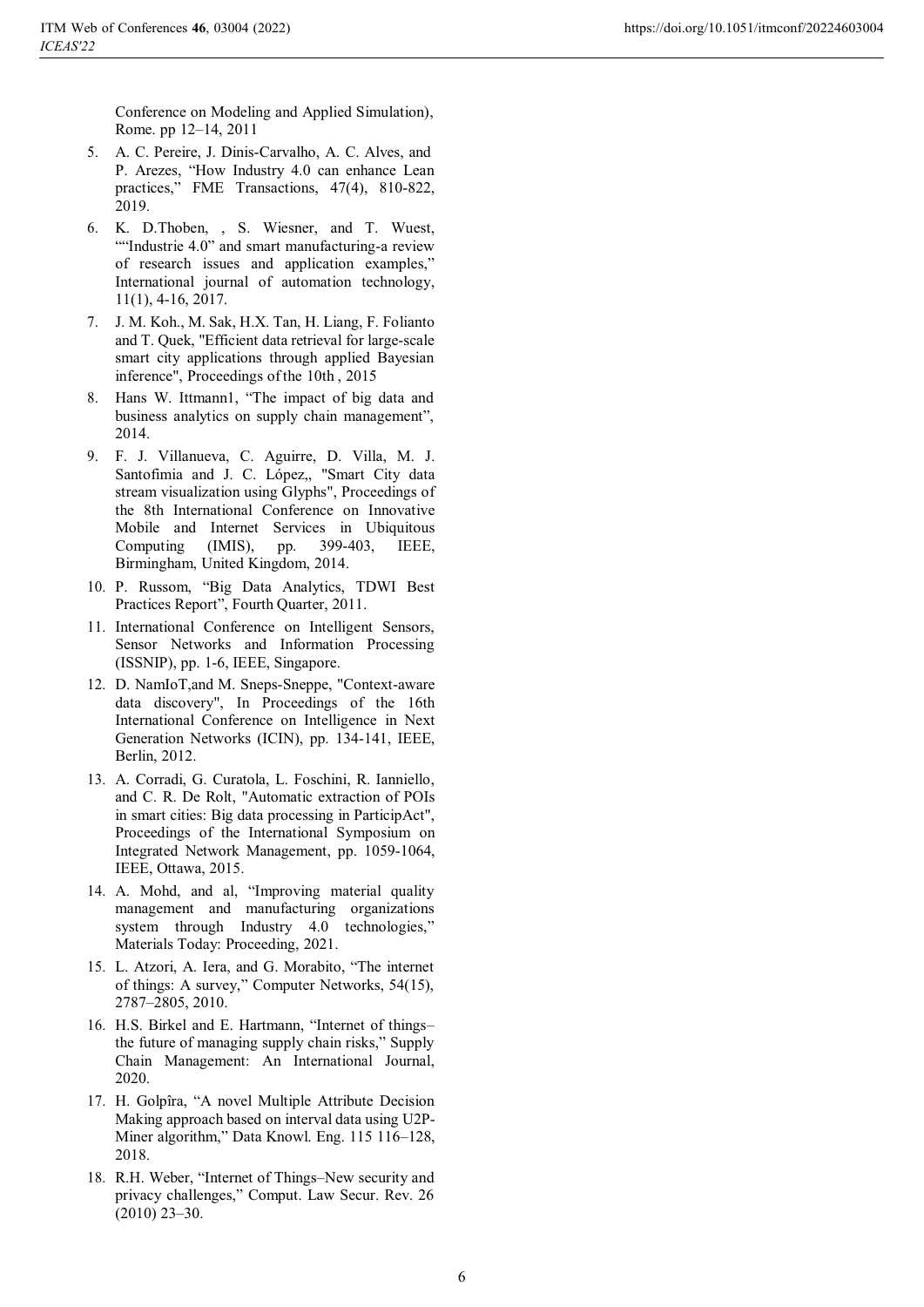Conference on Modeling and Applied Simulation), Rome. pp 12–14, 2011

5. A. C. Pereire, J. Dinis-Carvalho, A. C. Alves, and P. Arezes, "How Industry 4.0 can enhance Lean practices," FME Transactions, 47(4), 810-822, 2019.
6. K. D.Thoben, , S. Wiesner, and T. Wuest, ""Industrie 4.0" and smart manufacturing-a review of research issues and application examples," International journal of automation technology, 11(1), 4-16, 2017.
7. J. M. Koh., M. Sak, H.X. Tan, H. Liang, F. Folianto and T. Quek, "Efficient data retrieval for large-scale smart city applications through applied Bayesian inference", Proceedings of the 10th , 2015
8. Hans W. Ittmann1, "The impact of big data and business analytics on supply chain management", 2014.
9. F. J. Villanueva, C. Aguirre, D. Villa, M. J. Santofimia and J. C. López,, "Smart City data stream visualization using Glyphs", Proceedings of the 8th International Conference on Innovative Mobile and Internet Services in Ubiquitous Computing (IMIS), pp. 399-403, IEEE, Birmingham, United Kingdom, 2014.
10. P. Russom, "Big Data Analytics, TDWI Best Practices Report", Fourth Quarter, 2011.
11. International Conference on Intelligent Sensors, Sensor Networks and Information Processing (ISSNIP), pp. 1-6, IEEE, Singapore.
12. D. NamIoT,and M. Sneps-Sneppe, "Context-aware data discovery", In Proceedings of the 16th International Conference on Intelligence in Next Generation Networks (ICIN), pp. 134-141, IEEE, Berlin, 2012.
13. A. Corradi, G. Curatola, L. Foschini, R. Ianniello, and C. R. De Rolt, "Automatic extraction of POIs in smart cities: Big data processing in ParticipAct", Proceedings of the International Symposium on Integrated Network Management, pp. 1059-1064, IEEE, Ottawa, 2015.
14. A. Mohd, and al, "Improving material quality management and manufacturing organizations system through Industry 4.0 technologies," Materials Today: Proceeding, 2021.
15. L. Atzori, A. Iera, and G. Morabito, "The internet of things: A survey," Computer Networks, 54(15), 2787–2805, 2010.
16. H.S. Birkel and E. Hartmann, "Internet of things–the future of managing supply chain risks," Supply Chain Management: An International Journal, 2020.
17. H. Golpîra, "A novel Multiple Attribute Decision Making approach based on interval data using U2P-Miner algorithm," Data Knowl. Eng. 115 116–128, 2018.
18. R.H. Weber, "Internet of Things–New security and privacy challenges," Comput. Law Secur. Rev. 26 (2010) 23–30.